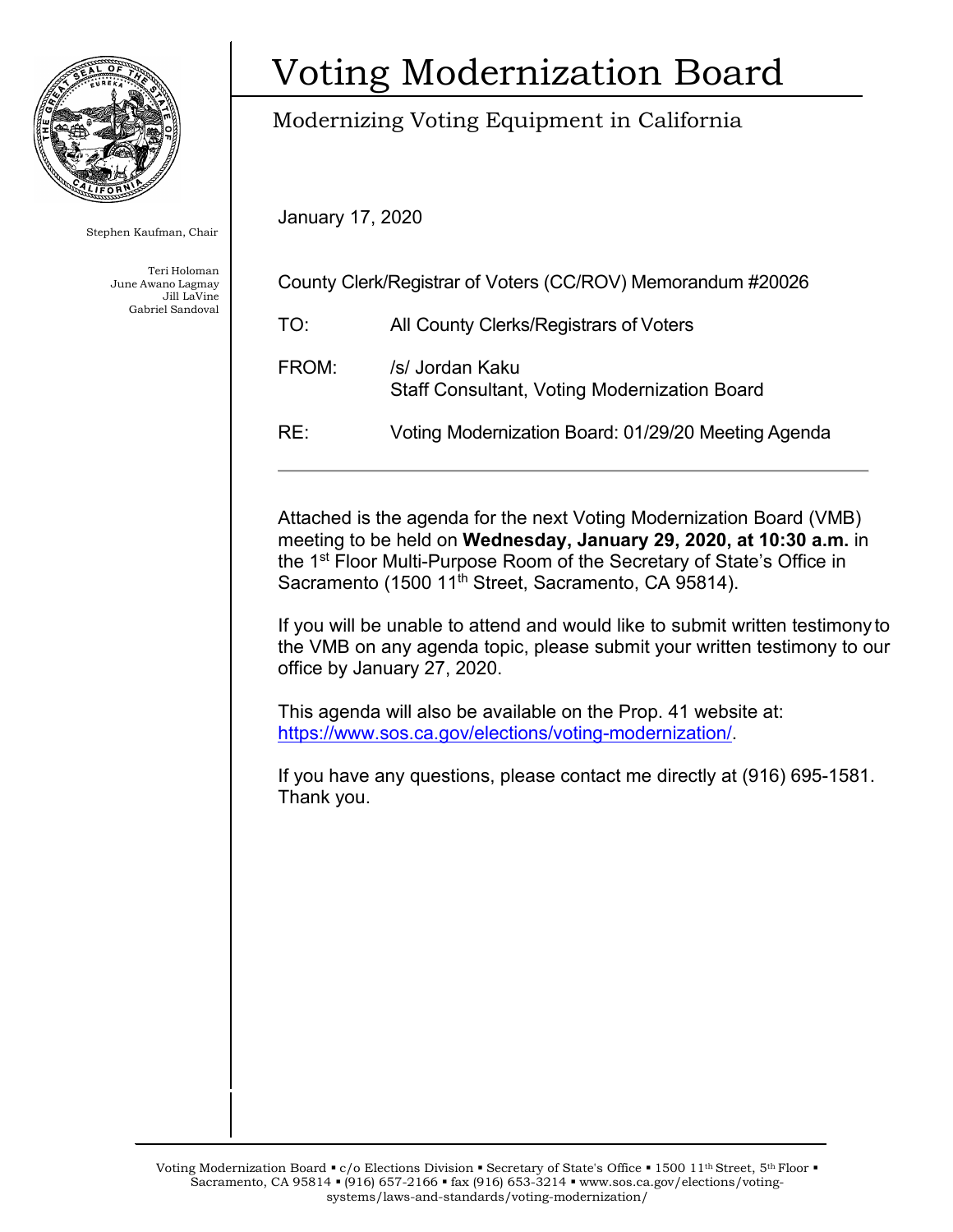# Voting Modernization Board

## Modernizing Voting Equipment in California

Stephen Kaufman, Chair

Teri Holoman
June Awano Lagmay
Jill LaVine
Gabriel Sandoval

January 17, 2020

County Clerk/Registrar of Voters (CC/ROV) Memorandum #20026

TO: All County Clerks/Registrars of Voters

FROM: /s/ Jordan Kaku
Staff Consultant, Voting Modernization Board

RE: Voting Modernization Board: 01/29/20 Meeting Agenda

---

Attached is the agenda for the next Voting Modernization Board (VMB) meeting to be held on **Wednesday, January 29, 2020, at 10:30 a.m.** in the 1st Floor Multi-Purpose Room of the Secretary of State's Office in Sacramento (1500 11th Street, Sacramento, CA 95814).

If you will be unable to attend and would like to submit written testimony to the VMB on any agenda topic, please submit your written testimony to our office by January 27, 2020.

This agenda will also be available on the Prop. 41 website at: [https://www.sos.ca.gov/elections/voting-modernization/](https://www.sos.ca.gov/elections/voting-modernization/).

If you have any questions, please contact me directly at (916) 695-1581. Thank you.

Voting Modernization Board ▪ c/o Elections Division ▪ Secretary of State's Office ▪ 1500 11th Street, 5th Floor ▪ Sacramento, CA 95814 ▪ (916) 657-2166 ▪ fax (916) 653-3214 ▪ www.sos.ca.gov/elections/voting-systems/laws-and-standards/voting-modernization/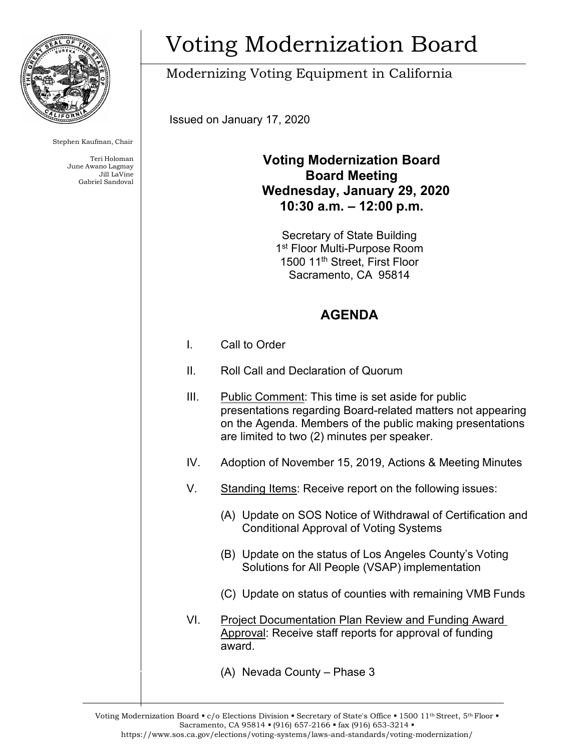# Voting Modernization Board

Modernizing Voting Equipment in California

Stephen Kaufman, Chair

Teri Holoman
June Awano Lagmay
Jill LaVine
Gabriel Sandoval

Issued on January 17, 2020

**Voting Modernization Board**
**Board Meeting**
**Wednesday, January 29, 2020**
**10:30 a.m. – 12:00 p.m.**

Secretary of State Building
1st Floor Multi-Purpose Room
1500 11th Street, First Floor
Sacramento, CA 95814

## AGENDA

I. Call to Order

II. Roll Call and Declaration of Quorum

III. Public Comment: This time is set aside for public presentations regarding Board-related matters not appearing on the Agenda. Members of the public making presentations are limited to two (2) minutes per speaker.

IV. Adoption of November 15, 2019, Actions & Meeting Minutes

V. Standing Items: Receive report on the following issues:

(A) Update on SOS Notice of Withdrawal of Certification and Conditional Approval of Voting Systems

(B) Update on the status of Los Angeles County's Voting Solutions for All People (VSAP) implementation

(C) Update on status of counties with remaining VMB Funds

VI. Project Documentation Plan Review and Funding Award Approval: Receive staff reports for approval of funding award.

(A) Nevada County – Phase 3

Voting Modernization Board ▪ c/o Elections Division ▪ Secretary of State's Office ▪ 1500 11th Street, 5th Floor ▪ Sacramento, CA 95814 ▪ (916) 657-2166 ▪ fax (916) 653-3214 ▪ https://www.sos.ca.gov/elections/voting-systems/laws-and-standards/voting-modernization/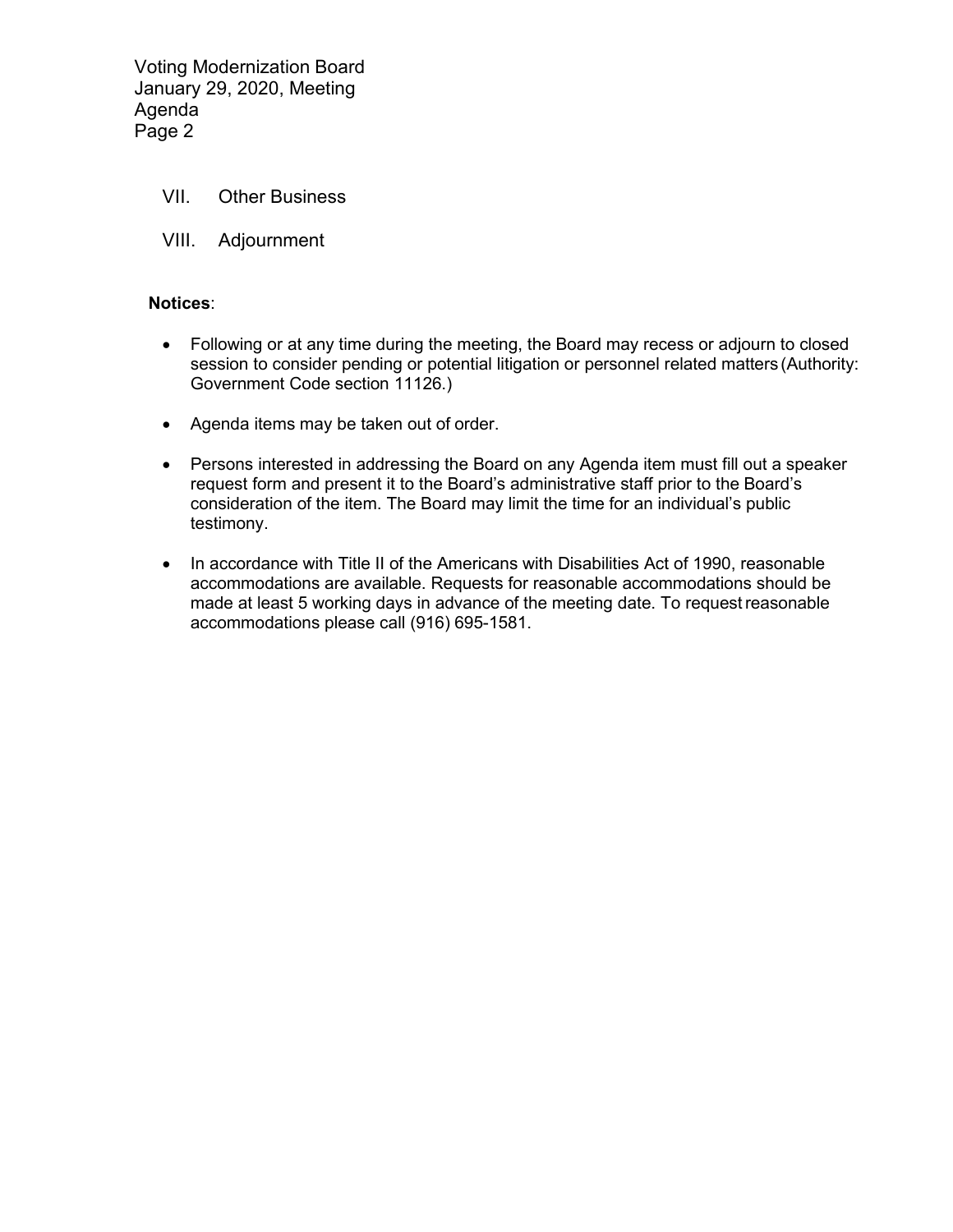VII. Other Business

VIII. Adjournment

**Notices**:

- Following or at any time during the meeting, the Board may recess or adjourn to closed session to consider pending or potential litigation or personnel related matters (Authority: Government Code section 11126.)

- Agenda items may be taken out of order.

- Persons interested in addressing the Board on any Agenda item must fill out a speaker request form and present it to the Board's administrative staff prior to the Board's consideration of the item. The Board may limit the time for an individual's public testimony.

- In accordance with Title II of the Americans with Disabilities Act of 1990, reasonable accommodations are available. Requests for reasonable accommodations should be made at least 5 working days in advance of the meeting date. To request reasonable accommodations please call (916) 695-1581.